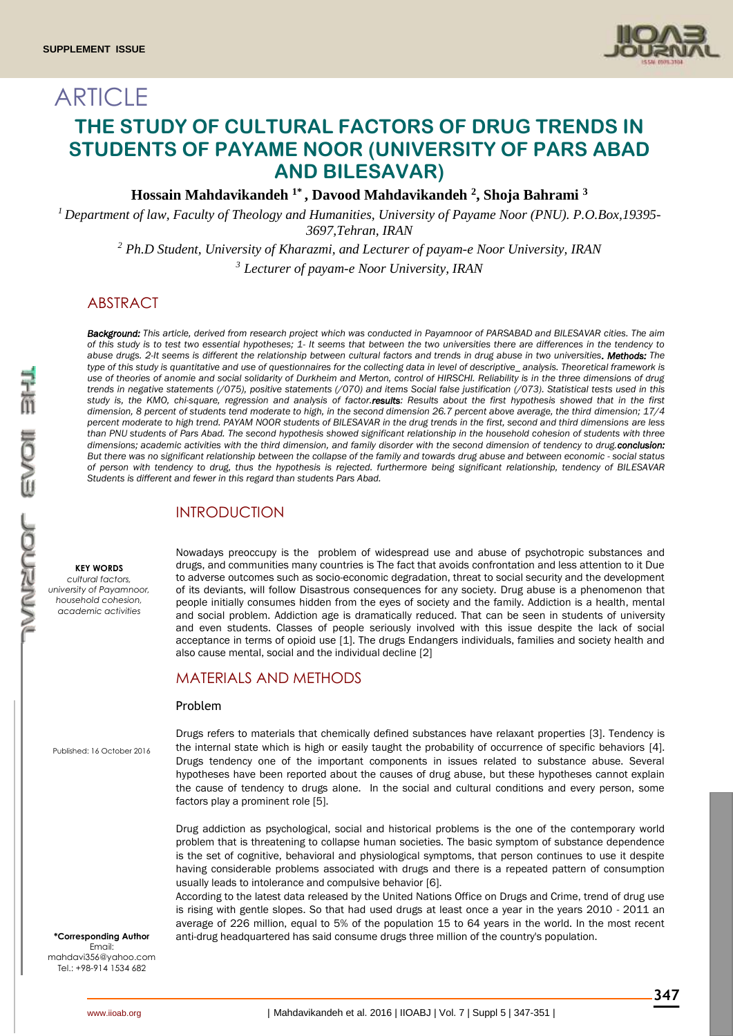SUPPLEMENT ISSUE

# ARTICLE

# THE STUDY OF CULTURAL FACTORS OF DRUG TRENDS IN STUDENTS OF PAYAME NOOR (UNIVERSITY OF PARS ABAD AND BILESAVAR)

**Hossain Mahdavikandeh [1*], Davood Mahdavikandeh [2], Shoja Bahrami [3]**

[1] *Department of law, Faculty of Theology and Humanities, University of Payame Noor (PNU). P.O.Box,19395-3697,Tehran, IRAN*

[2] *Ph.D Student, University of Kharazmi, and Lecturer of payam-e Noor University, IRAN*

[3] *Lecturer of payam-e Noor University, IRAN*

## ABSTRACT

***Background:*** *This article, derived from research project which was conducted in Payamnoor of PARSABAD and BILESAVAR cities. The aim of this study is to test two essential hypotheses; 1- It seems that between the two universities there are differences in the tendency to abuse drugs. 2-It seems is different the relationship between cultural factors and trends in drug abuse in two universities.* ***Methods:*** *The type of this study is quantitative and use of questionnaires for the collecting data in level of descriptive_ analysis. Theoretical framework is use of theories of anomie and social solidarity of Durkheim and Merton, control of HIRSCHI. Reliability is in the three dimensions of drug trends in negative statements (/075), positive statements (/070) and items Social false justification (/073). Statistical tests used in this study is, the KMO, chi-square, regression and analysis of factor.****results****: Results about the first hypothesis showed that in the first dimension, 8 percent of students tend moderate to high, in the second dimension 26.7 percent above average, the third dimension; 17/4 percent moderate to high trend. PAYAM NOOR students of BILESAVAR in the drug trends in the first, second and third dimensions are less than PNU students of Pars Abad. The second hypothesis showed significant relationship in the household cohesion of students with three dimensions; academic activities with the third dimension, and family disorder with the second dimension of tendency to drug.****conclusion:*** *But there was no significant relationship between the collapse of the family and towards drug abuse and between economic - social status of person with tendency to drug, thus the hypothesis is rejected. furthermore being significant relationship, tendency of BILESAVAR Students is different and fewer in this regard than students Pars Abad.*

**KEY WORDS**
*cultural factors, university of Payamnoor, household cohesion, academic activities*

Published: 16 October 2016

**\*Corresponding Author**
Email: mahdavi356@yahoo.com
Tel.: +98-914 1534 682

## INTRODUCTION

Nowadays preoccupy is the problem of widespread use and abuse of psychotropic substances and drugs, and communities many countries is The fact that avoids confrontation and less attention to it Due to adverse outcomes such as socio-economic degradation, threat to social security and the development of its deviants, will follow Disastrous consequences for any society. Drug abuse is a phenomenon that people initially consumes hidden from the eyes of society and the family. Addiction is a health, mental and social problem. Addiction age is dramatically reduced. That can be seen in students of university and even students. Classes of people seriously involved with this issue despite the lack of social acceptance in terms of opioid use [1]. The drugs Endangers individuals, families and society health and also cause mental, social and the individual decline [2]

## MATERIALS AND METHODS

### Problem

Drugs refers to materials that chemically defined substances have relaxant properties [3]. Tendency is the internal state which is high or easily taught the probability of occurrence of specific behaviors [4]. Drugs tendency one of the important components in issues related to substance abuse. Several hypotheses have been reported about the causes of drug abuse, but these hypotheses cannot explain the cause of tendency to drugs alone. In the social and cultural conditions and every person, some factors play a prominent role [5].

Drug addiction as psychological, social and historical problems is the one of the contemporary world problem that is threatening to collapse human societies. The basic symptom of substance dependence is the set of cognitive, behavioral and physiological symptoms, that person continues to use it despite having considerable problems associated with drugs and there is a repeated pattern of consumption usually leads to intolerance and compulsive behavior [6].

According to the latest data released by the United Nations Office on Drugs and Crime, trend of drug use is rising with gentle slopes. So that had used drugs at least once a year in the years 2010 - 2011 an average of 226 million, equal to 5% of the population 15 to 64 years in the world. In the most recent anti-drug headquartered has said consume drugs three million of the country's population.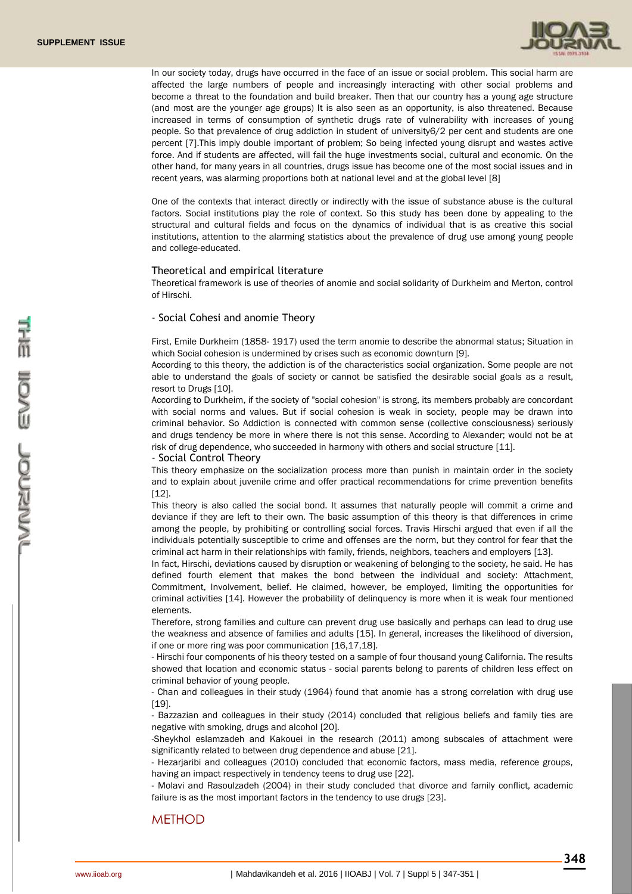In our society today, drugs have occurred in the face of an issue or social problem. This social harm are affected the large numbers of people and increasingly interacting with other social problems and become a threat to the foundation and build breaker. Then that our country has a young age structure (and most are the younger age groups) It is also seen as an opportunity, is also threatened. Because increased in terms of consumption of synthetic drugs rate of vulnerability with increases of young people. So that prevalence of drug addiction in student of university6/2 per cent and students are one percent [7].This imply double important of problem; So being infected young disrupt and wastes active force. And if students are affected, will fail the huge investments social, cultural and economic. On the other hand, for many years in all countries, drugs issue has become one of the most social issues and in recent years, was alarming proportions both at national level and at the global level [8]

One of the contexts that interact directly or indirectly with the issue of substance abuse is the cultural factors. Social institutions play the role of context. So this study has been done by appealing to the structural and cultural fields and focus on the dynamics of individual that is as creative this social institutions, attention to the alarming statistics about the prevalence of drug use among young people and college-educated.

## Theoretical and empirical literature

Theoretical framework is use of theories of anomie and social solidarity of Durkheim and Merton, control of Hirschi.

### - Social Cohesi and anomie Theory

First, Emile Durkheim (1858- 1917) used the term anomie to describe the abnormal status; Situation in which Social cohesion is undermined by crises such as economic downturn [9].

According to this theory, the addiction is of the characteristics social organization. Some people are not able to understand the goals of society or cannot be satisfied the desirable social goals as a result, resort to Drugs [10].

According to Durkheim, if the society of "social cohesion" is strong, its members probably are concordant with social norms and values. But if social cohesion is weak in society, people may be drawn into criminal behavior. So Addiction is connected with common sense (collective consciousness) seriously and drugs tendency be more in where there is not this sense. According to Alexander; would not be at risk of drug dependence, who succeeded in harmony with others and social structure [11].

### - Social Control Theory

This theory emphasize on the socialization process more than punish in maintain order in the society and to explain about juvenile crime and offer practical recommendations for crime prevention benefits [12].

This theory is also called the social bond. It assumes that naturally people will commit a crime and deviance if they are left to their own. The basic assumption of this theory is that differences in crime among the people, by prohibiting or controlling social forces. Travis Hirschi argued that even if all the individuals potentially susceptible to crime and offenses are the norm, but they control for fear that the criminal act harm in their relationships with family, friends, neighbors, teachers and employers [13].

In fact, Hirschi, deviations caused by disruption or weakening of belonging to the society, he said. He has defined fourth element that makes the bond between the individual and society: Attachment, Commitment, Involvement, belief. He claimed, however, be employed, limiting the opportunities for criminal activities [14]. However the probability of delinquency is more when it is weak four mentioned elements.

Therefore, strong families and culture can prevent drug use basically and perhaps can lead to drug use the weakness and absence of families and adults [15]. In general, increases the likelihood of diversion, if one or more ring was poor communication [16,17,18].

- Hirschi four components of his theory tested on a sample of four thousand young California. The results showed that location and economic status - social parents belong to parents of children less effect on criminal behavior of young people.
- Chan and colleagues in their study (1964) found that anomie has a strong correlation with drug use [19].
- Bazzazian and colleagues in their study (2014) concluded that religious beliefs and family ties are negative with smoking, drugs and alcohol [20].
-Sheykhol eslamzadeh and Kakouei in the research (2011) among subscales of attachment were significantly related to between drug dependence and abuse [21].
- Hezarjaribi and colleagues (2010) concluded that economic factors, mass media, reference groups, having an impact respectively in tendency teens to drug use [22].
- Molavi and Rasoulzadeh (2004) in their study concluded that divorce and family conflict, academic failure is as the most important factors in the tendency to use drugs [23].

## METHOD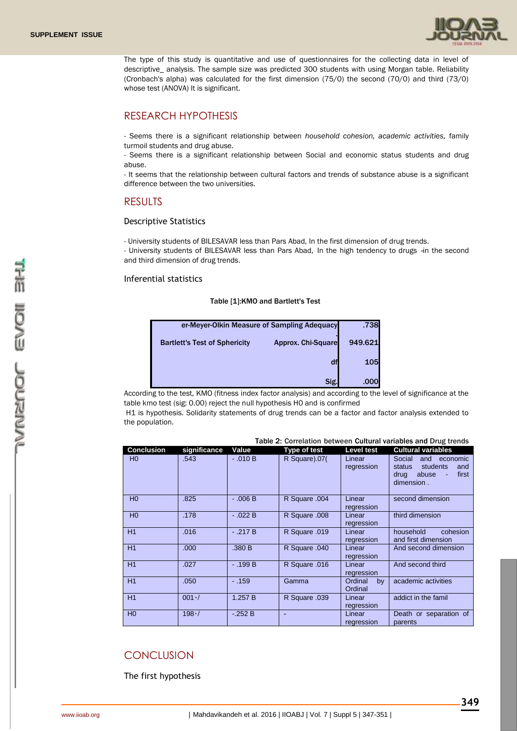The type of this study is quantitative and use of questionnaires for the collecting data in level of descriptive_ analysis. The sample size was predicted 300 students with using Morgan table. Reliability (Cronbach's alpha) was calculated for the first dimension (75/0) the second (70/0) and third (73/0) whose test (ANOVA) It is significant.

## RESEARCH HYPOTHESIS

- Seems there is a significant relationship between *household cohesion, academic activities,* family turmoil students and drug abuse.
- Seems there is a significant relationship between Social and economic status students and drug abuse.
- It seems that the relationship between cultural factors and trends of substance abuse is a significant difference between the two universities.

## RESULTS

### Descriptive Statistics

- University students of BILESAVAR less than Pars Abad, In the first dimension of drug trends.
- University students of BILESAVAR less than Pars Abad, In the high tendency to drugs -in the second and third dimension of drug trends.

### Inferential statistics

**Table [1]:KMO and Bartlett's Test**

| | | |
|---|---|---|
| er-Meyer-Olkin Measure of Sampling Adequacy | | .738 |
| Bartlett's Test of Sphericity | Approx. Chi-Square | 949.621 |
| | df | 105 |
| | Sig. | .000 |

According to the test, KMO (fitness index factor analysis) and according to the level of significance at the table kmo test (sig: 0.00) reject the null hypothesis H0 and is confirmed

H1 is hypothesis. Solidarity statements of drug trends can be a factor and factor analysis extended to the population.

**Table 2: Correlation between Cultural variables and Drug trends**

| Conclusion | significance | Value | Type of test | Level test | Cultural variables |
|---|---|---|---|---|---|
| H0 | .543 | - .010 B | R Square).07( | Linear regression | Social and economic status students and drug abuse - first dimension . |
| H0 | .825 | - .006 B | R Square .004 | Linear regression | second dimension |
| H0 | .178 | - .022 B | R Square .008 | Linear regression | third dimension |
| H1 | .016 | - .217 B | R Square .019 | Linear regression | household cohesion and first dimension |
| H1 | .000 | .380 B | R Square .040 | Linear regression | And second dimension |
| H1 | .027 | - .199 B | R Square .016 | Linear regression | And second third |
| H1 | .050 | - .159 | Gamma | Ordinal by Ordinal | academic activities |
| H1 | 001٠/ | 1.257 B | R Square .039 | Linear regression | addict in the famil |
| H0 | 198٠/ | -.252 B | - | Linear regression | Death or separation of parents |

## CONCLUSION

### The first hypothesis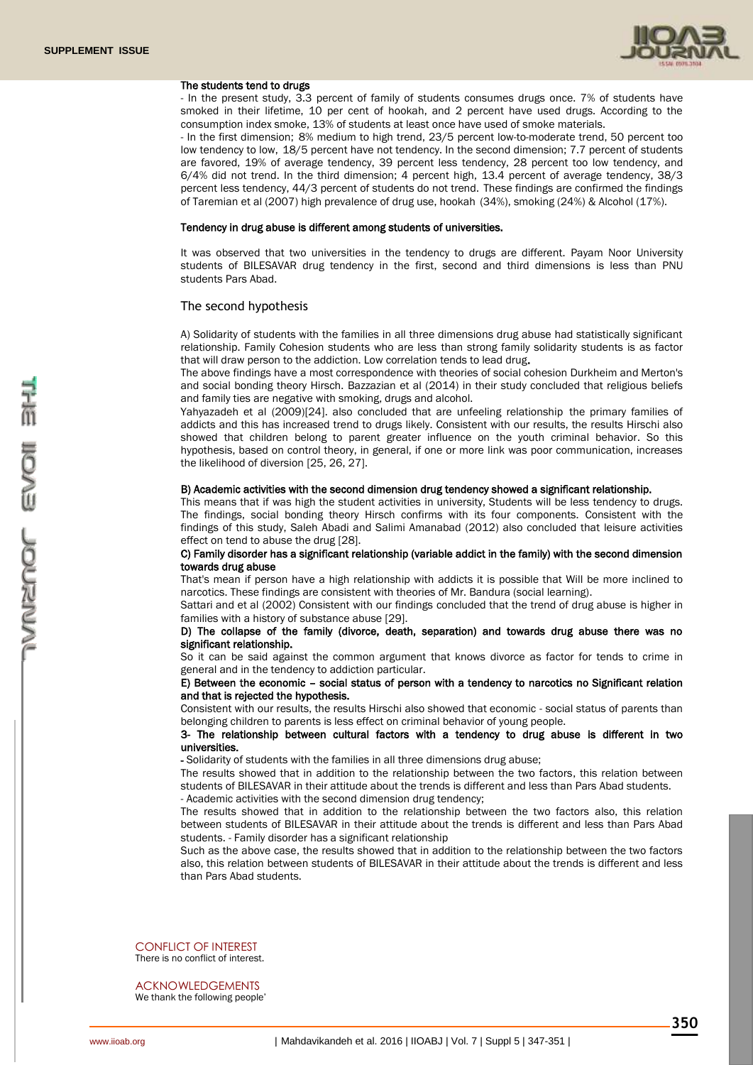**The students tend to drugs**

- In the present study, 3.3 percent of family of students consumes drugs once. 7% of students have smoked in their lifetime, 10 per cent of hookah, and 2 percent have used drugs. According to the consumption index smoke, 13% of students at least once have used of smoke materials.

- In the first dimension; 8% medium to high trend, 23/5 percent low-to-moderate trend, 50 percent too low tendency to low, 18/5 percent have not tendency. In the second dimension; 7.7 percent of students are favored, 19% of average tendency, 39 percent less tendency, 28 percent too low tendency, and 6/4% did not trend. In the third dimension; 4 percent high, 13.4 percent of average tendency, 38/3 percent less tendency, 44/3 percent of students do not trend. These findings are confirmed the findings of Taremian et al (2007) high prevalence of drug use, hookah (34%), smoking (24%) & Alcohol (17%).

**Tendency in drug abuse is different among students of universities.**

It was observed that two universities in the tendency to drugs are different. Payam Noor University students of BILESAVAR drug tendency in the first, second and third dimensions is less than PNU students Pars Abad.

## The second hypothesis

A) Solidarity of students with the families in all three dimensions drug abuse had statistically significant relationship. Family Cohesion students who are less than strong family solidarity students is as factor that will draw person to the addiction. Low correlation tends to lead drug**.**

The above findings have a most correspondence with theories of social cohesion Durkheim and Merton's and social bonding theory Hirsch. Bazzazian et al (2014) in their study concluded that religious beliefs and family ties are negative with smoking, drugs and alcohol.

Yahyazadeh et al (2009)[24]. also concluded that are unfeeling relationship the primary families of addicts and this has increased trend to drugs likely. Consistent with our results, the results Hirschi also showed that children belong to parent greater influence on the youth criminal behavior. So this hypothesis, based on control theory, in general, if one or more link was poor communication, increases the likelihood of diversion [25, 26, 27].

**B) Academic activities with the second dimension drug tendency showed a significant relationship.**

This means that if was high the student activities in university, Students will be less tendency to drugs. The findings, social bonding theory Hirsch confirms with its four components. Consistent with the findings of this study, Saleh Abadi and Salimi Amanabad (2012) also concluded that leisure activities effect on tend to abuse the drug [28].

**C) Family disorder has a significant relationship (variable addict in the family) with the second dimension towards drug abuse**

That's mean if person have a high relationship with addicts it is possible that Will be more inclined to narcotics. These findings are consistent with theories of Mr. Bandura (social learning).

Sattari and et al (2002) Consistent with our findings concluded that the trend of drug abuse is higher in families with a history of substance abuse [29].

**D) The collapse of the family (divorce, death, separation) and towards drug abuse there was no significant relationship.**

So it can be said against the common argument that knows divorce as factor for tends to crime in general and in the tendency to addiction particular.

**E) Between the economic – social status of person with a tendency to narcotics no Significant relation and that is rejected the hypothesis.**

Consistent with our results, the results Hirschi also showed that economic - social status of parents than belonging children to parents is less effect on criminal behavior of young people.

**3- The relationship between cultural factors with a tendency to drug abuse is different in two universities.**

**-** Solidarity of students with the families in all three dimensions drug abuse;

The results showed that in addition to the relationship between the two factors, this relation between students of BILESAVAR in their attitude about the trends is different and less than Pars Abad students.

- Academic activities with the second dimension drug tendency;

The results showed that in addition to the relationship between the two factors also, this relation between students of BILESAVAR in their attitude about the trends is different and less than Pars Abad students. - Family disorder has a significant relationship

Such as the above case, the results showed that in addition to the relationship between the two factors also, this relation between students of BILESAVAR in their attitude about the trends is different and less than Pars Abad students.

CONFLICT OF INTEREST

There is no conflict of interest.

ACKNOWLEDGEMENTS

We thank the following people'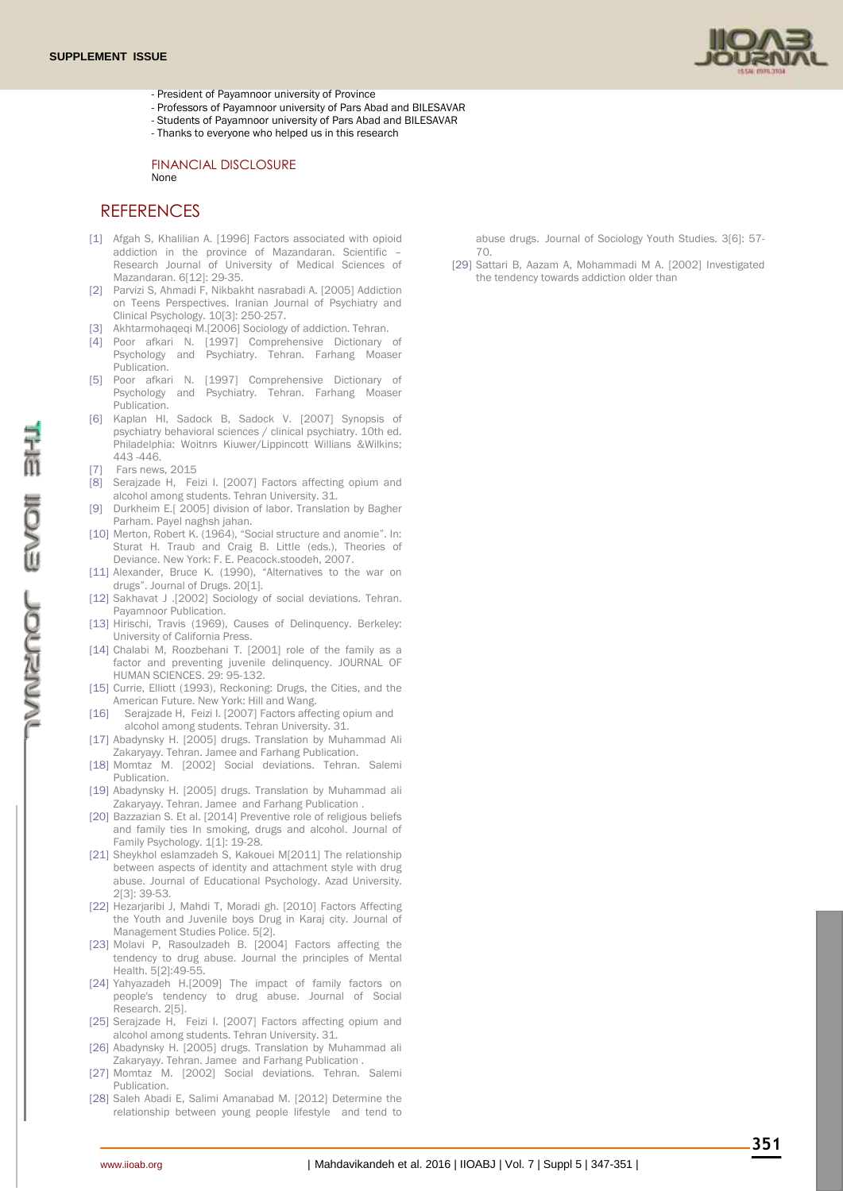- President of Payamnoor university of Province
- Professors of Payamnoor university of Pars Abad and BILESAVAR
- Students of Payamnoor university of Pars Abad and BILESAVAR
- Thanks to everyone who helped us in this research

FINANCIAL DISCLOSURE

None

## REFERENCES

[1] Afgah S, Khalilian A. [1996] Factors associated with opioid addiction in the province of Mazandaran. Scientific – Research Journal of University of Medical Sciences of Mazandaran. 6[12]: 29-35.

[2] Parvizi S, Ahmadi F, Nikbakht nasrabadi A. [2005] Addiction on Teens Perspectives. Iranian Journal of Psychiatry and Clinical Psychology. 10[3]: 250-257.

[3] Akhtarmohaqeqi M.[2006] Sociology of addiction. Tehran.

[4] Poor afkari N. [1997] Comprehensive Dictionary of Psychology and Psychiatry. Tehran. Farhang Moaser Publication.

[5] Poor afkari N. [1997] Comprehensive Dictionary of Psychology and Psychiatry. Tehran. Farhang Moaser Publication.

[6] Kaplan HI, Sadock B, Sadock V. [2007] Synopsis of psychiatry behavioral sciences / clinical psychiatry. 10th ed. Philadelphia: Woitnrs Kiuwer/Lippincott Willians &Wilkins; 443 -446.

[7] Fars news, 2015

[8] Serajzade H, Feizi I. [2007] Factors affecting opium and alcohol among students. Tehran University. 31.

[9] Durkheim E.[ 2005] division of labor. Translation by Bagher Parham. Payel naghsh jahan.

[10] Merton, Robert K. (1964), "Social structure and anomie". In: Sturat H. Traub and Craig B. Little (eds.), Theories of Deviance. New York: F. E. Peacock.stoodeh, 2007.

[11] Alexander, Bruce K. (1990), "Alternatives to the war on drugs". Journal of Drugs. 20[1].

[12] Sakhavat J .[2002] Sociology of social deviations. Tehran. Payamnoor Publication.

[13] Hirischi, Travis (1969), Causes of Delinquency. Berkeley: University of California Press.

[14] Chalabi M, Roozbehani T. [2001] role of the family as a factor and preventing juvenile delinquency. JOURNAL OF HUMAN SCIENCES. 29: 95-132.

[15] Currie, Elliott (1993), Reckoning: Drugs, the Cities, and the American Future. New York: Hill and Wang.

[16] Serajzade H, Feizi I. [2007] Factors affecting opium and alcohol among students. Tehran University. 31.

[17] Abadynsky H. [2005] drugs. Translation by Muhammad Ali Zakaryayy. Tehran. Jamee and Farhang Publication.

[18] Momtaz M. [2002] Social deviations. Tehran. Salemi Publication.

[19] Abadynsky H. [2005] drugs. Translation by Muhammad ali Zakaryayy. Tehran. Jamee and Farhang Publication .

[20] Bazzazian S. Et al. [2014] Preventive role of religious beliefs and family ties In smoking, drugs and alcohol. Journal of Family Psychology. 1[1]: 19-28.

[21] Sheykhol eslamzadeh S, Kakouei M[2011] The relationship between aspects of identity and attachment style with drug abuse. Journal of Educational Psychology. Azad University. 2[3]: 39-53.

[22] Hezarjaribi J, Mahdi T, Moradi gh. [2010] Factors Affecting the Youth and Juvenile boys Drug in Karaj city. Journal of Management Studies Police. 5[2].

[23] Molavi P, Rasoulzadeh B. [2004] Factors affecting the tendency to drug abuse. Journal the principles of Mental Health. 5[2]:49-55.

[24] Yahyazadeh H.[2009] The impact of family factors on people's tendency to drug abuse. Journal of Social Research. 2[5].

[25] Serajzade H, Feizi I. [2007] Factors affecting opium and alcohol among students. Tehran University. 31.

[26] Abadynsky H. [2005] drugs. Translation by Muhammad ali Zakaryayy. Tehran. Jamee and Farhang Publication .

[27] Momtaz M. [2002] Social deviations. Tehran. Salemi Publication.

[28] Saleh Abadi E, Salimi Amanabad M. [2012] Determine the relationship between young people lifestyle and tend to abuse drugs. Journal of Sociology Youth Studies. 3[6]: 57-70.

[29] Sattari B, Aazam A, Mohammadi M A. [2002] Investigated the tendency towards addiction older than